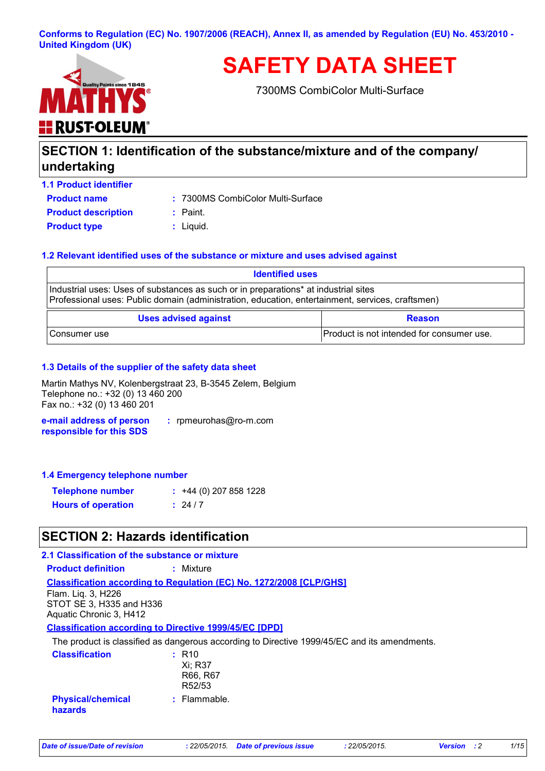Conforms to Regulation (EC) No. 1907/2006 (REACH), Annex II, as amended by Regulation (EU) No. 453/2010 - United Kingdom (UK)

# SAFETY DATA SHEET

7300MS CombiColor Multi-Surface

## SECTION 1: Identification of the substance/mixture and of the company/ undertaking

### 1.1 Product identifier

**Product name** : 7300MS CombiColor Multi-Surface

**Product description** : Paint.

**Product type** : Liquid.

### 1.2 Relevant identified uses of the substance or mixture and uses advised against

| Identified uses |
|---|
| Industrial uses: Uses of substances as such or in preparations* at industrial sites<br>Professional uses: Public domain (administration, education, entertainment, services, craftsmen) |

| Uses advised against | Reason |
|---|---|
| Consumer use | Product is not intended for consumer use. |

### 1.3 Details of the supplier of the safety data sheet

Martin Mathys NV, Kolenbergstraat 23, B-3545 Zelem, Belgium
Telephone no.: +32 (0) 13 460 200
Fax no.: +32 (0) 13 460 201

**e-mail address of person responsible for this SDS** : rpmeurohas@ro-m.com

### 1.4 Emergency telephone number

**Telephone number** : +44 (0) 207 858 1228

**Hours of operation** : 24 / 7

## SECTION 2: Hazards identification

### 2.1 Classification of the substance or mixture

**Product definition** : Mixture

**Classification according to Regulation (EC) No. 1272/2008 [CLP/GHS]**

Flam. Liq. 3, H226
STOT SE 3, H335 and H336
Aquatic Chronic 3, H412

**Classification according to Directive 1999/45/EC [DPD]**

The product is classified as dangerous according to Directive 1999/45/EC and its amendments.

**Classification** : R10
Xi; R37
R66, R67
R52/53

**Physical/chemical hazards** : Flammable.

*Date of issue/Date of revision* : 22/05/2015. *Date of previous issue* : 22/05/2015. *Version* : 2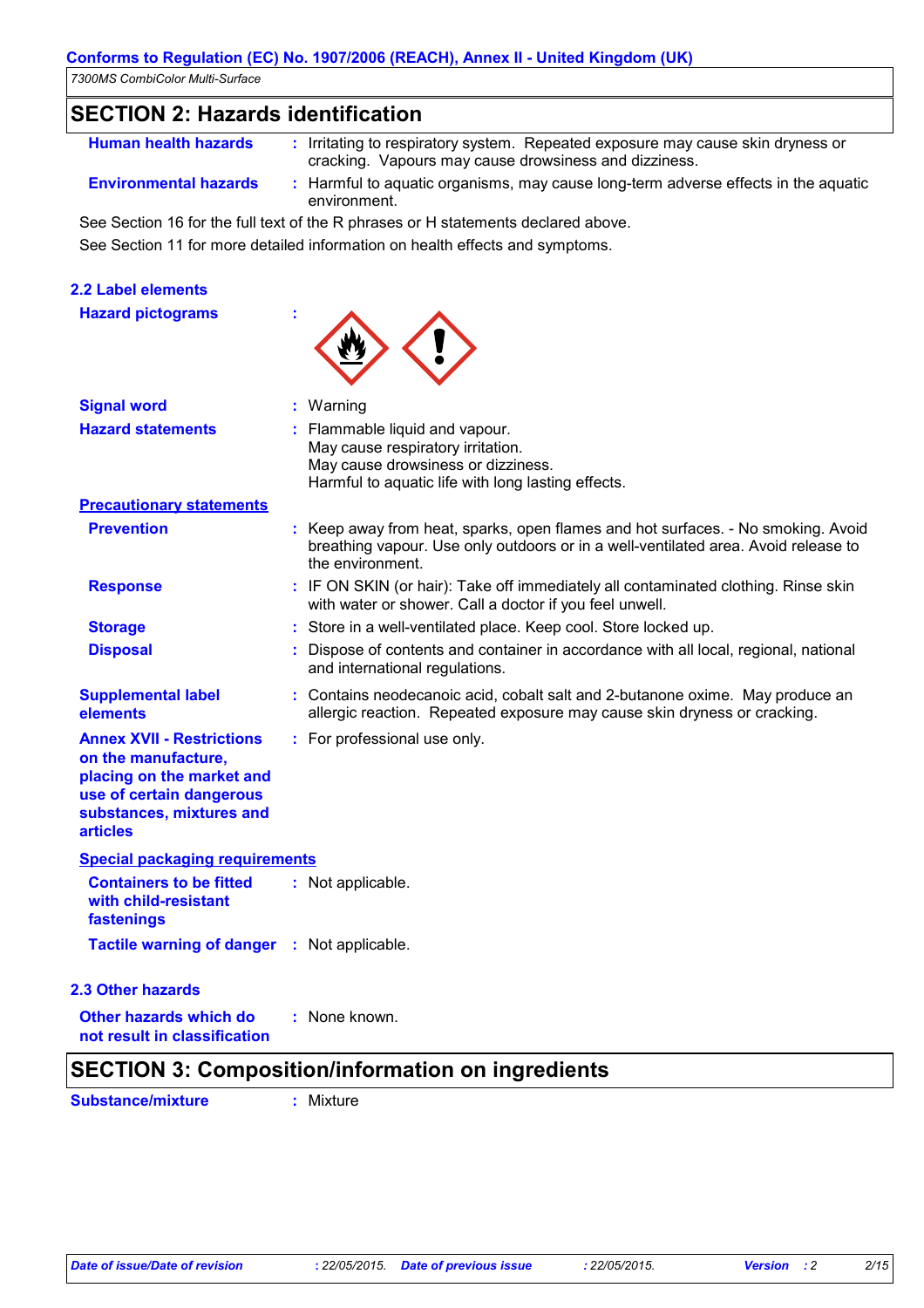## SECTION 2: Hazards identification

**Human health hazards** : Irritating to respiratory system. Repeated exposure may cause skin dryness or cracking. Vapours may cause drowsiness and dizziness.

**Environmental hazards** : Harmful to aquatic organisms, may cause long-term adverse effects in the aquatic environment.

See Section 16 for the full text of the R phrases or H statements declared above.

See Section 11 for more detailed information on health effects and symptoms.

### 2.2 Label elements

**Hazard pictograms** :

**Signal word** : Warning

**Hazard statements** : Flammable liquid and vapour.
May cause respiratory irritation.
May cause drowsiness or dizziness.
Harmful to aquatic life with long lasting effects.

**Precautionary statements**

**Prevention** : Keep away from heat, sparks, open flames and hot surfaces. - No smoking. Avoid breathing vapour. Use only outdoors or in a well-ventilated area. Avoid release to the environment.

**Response** : IF ON SKIN (or hair): Take off immediately all contaminated clothing. Rinse skin with water or shower. Call a doctor if you feel unwell.

**Storage** : Store in a well-ventilated place. Keep cool. Store locked up.

**Disposal** : Dispose of contents and container in accordance with all local, regional, national and international regulations.

**Supplemental label elements** : Contains neodecanoic acid, cobalt salt and 2-butanone oxime. May produce an allergic reaction. Repeated exposure may cause skin dryness or cracking.

**Annex XVII - Restrictions on the manufacture, placing on the market and use of certain dangerous substances, mixtures and articles** : For professional use only.

**Special packaging requirements**

**Containers to be fitted with child-resistant fastenings** : Not applicable.

**Tactile warning of danger** : Not applicable.

### 2.3 Other hazards

**Other hazards which do not result in classification** : None known.

## SECTION 3: Composition/information on ingredients

**Substance/mixture** : Mixture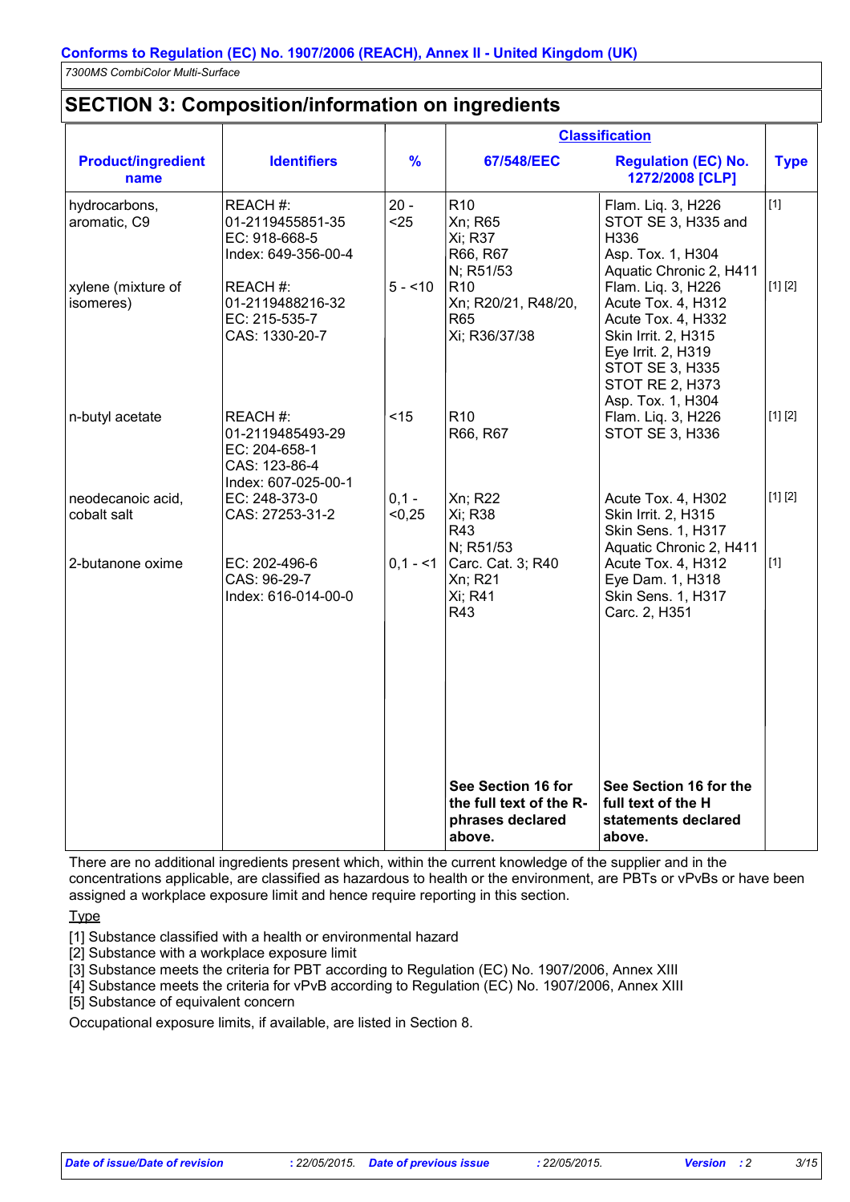## SECTION 3: Composition/information on ingredients

| Product/ingredient name | Identifiers | % | Classification 67/548/EEC | Classification Regulation (EC) No. 1272/2008 [CLP] | Type |
|---|---|---|---|---|---|
| hydrocarbons, aromatic, C9 | REACH #: 01-2119455851-35<br>EC: 918-668-5<br>Index: 649-356-00-4 | 20 - <25 | R10<br>Xn; R65<br>Xi; R37<br>R66, R67<br>N; R51/53 | Flam. Liq. 3, H226<br>STOT SE 3, H335 and H336<br>Asp. Tox. 1, H304<br>Aquatic Chronic 2, H411 | [1] |
| xylene (mixture of isomeres) | REACH #: 01-2119488216-32<br>EC: 215-535-7<br>CAS: 1330-20-7 | 5 - <10 | R10<br>Xn; R20/21, R48/20, R65<br>Xi; R36/37/38 | Flam. Liq. 3, H226<br>Acute Tox. 4, H312<br>Acute Tox. 4, H332<br>Skin Irrit. 2, H315<br>Eye Irrit. 2, H319<br>STOT SE 3, H335<br>STOT RE 2, H373<br>Asp. Tox. 1, H304 | [1] [2] |
| n-butyl acetate | REACH #: 01-2119485493-29<br>EC: 204-658-1<br>CAS: 123-86-4<br>Index: 607-025-00-1 | <15 | R10<br>R66, R67 | Flam. Liq. 3, H226<br>STOT SE 3, H336 | [1] [2] |
| neodecanoic acid, cobalt salt | EC: 248-373-0<br>CAS: 27253-31-2 | 0,1 - <0,25 | Xn; R22<br>Xi; R38<br>R43<br>N; R51/53 | Acute Tox. 4, H302<br>Skin Irrit. 2, H315<br>Skin Sens. 1, H317<br>Aquatic Chronic 2, H411 | [1] [2] |
| 2-butanone oxime | EC: 202-496-6<br>CAS: 96-29-7<br>Index: 616-014-00-0 | 0,1 - <1 | Carc. Cat. 3; R40<br>Xn; R21<br>Xi; R41<br>R43 | Acute Tox. 4, H312<br>Eye Dam. 1, H318<br>Skin Sens. 1, H317<br>Carc. 2, H351 | [1] |
| | | | **See Section 16 for the full text of the R-phrases declared above.** | **See Section 16 for the full text of the H statements declared above.** | |

There are no additional ingredients present which, within the current knowledge of the supplier and in the concentrations applicable, are classified as hazardous to health or the environment, are PBTs or vPvBs or have been assigned a workplace exposure limit and hence require reporting in this section.

Type

[1] Substance classified with a health or environmental hazard
[2] Substance with a workplace exposure limit
[3] Substance meets the criteria for PBT according to Regulation (EC) No. 1907/2006, Annex XIII
[4] Substance meets the criteria for vPvB according to Regulation (EC) No. 1907/2006, Annex XIII
[5] Substance of equivalent concern

Occupational exposure limits, if available, are listed in Section 8.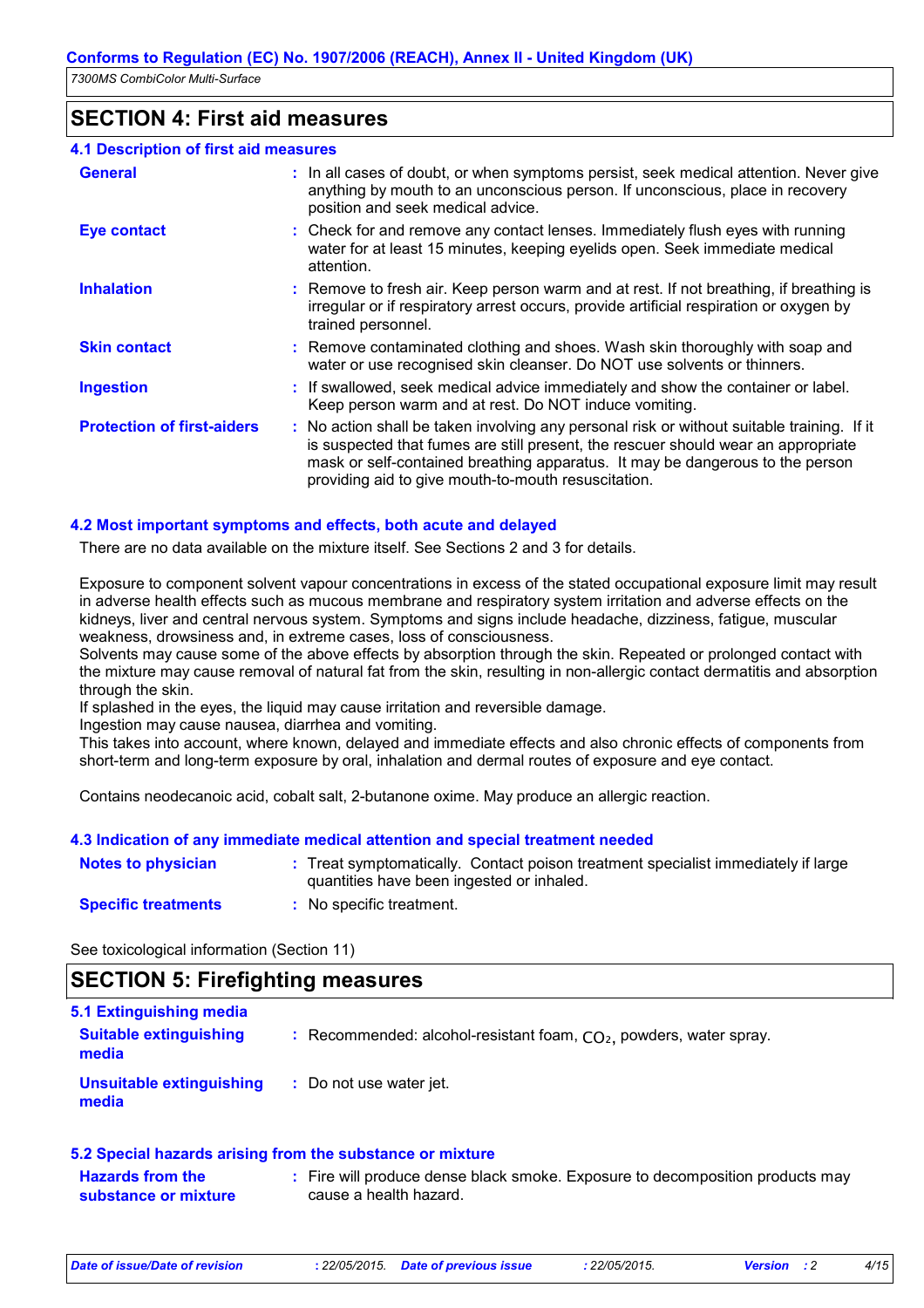## SECTION 4: First aid measures

### 4.1 Description of first aid measures

| | |
|---|---|
| **General** | In all cases of doubt, or when symptoms persist, seek medical attention. Never give anything by mouth to an unconscious person. If unconscious, place in recovery position and seek medical advice. |
| **Eye contact** | Check for and remove any contact lenses. Immediately flush eyes with running water for at least 15 minutes, keeping eyelids open. Seek immediate medical attention. |
| **Inhalation** | Remove to fresh air. Keep person warm and at rest. If not breathing, if breathing is irregular or if respiratory arrest occurs, provide artificial respiration or oxygen by trained personnel. |
| **Skin contact** | Remove contaminated clothing and shoes. Wash skin thoroughly with soap and water or use recognised skin cleanser. Do NOT use solvents or thinners. |
| **Ingestion** | If swallowed, seek medical advice immediately and show the container or label. Keep person warm and at rest. Do NOT induce vomiting. |
| **Protection of first-aiders** | No action shall be taken involving any personal risk or without suitable training. If it is suspected that fumes are still present, the rescuer should wear an appropriate mask or self-contained breathing apparatus. It may be dangerous to the person providing aid to give mouth-to-mouth resuscitation. |

### 4.2 Most important symptoms and effects, both acute and delayed

There are no data available on the mixture itself. See Sections 2 and 3 for details.

Exposure to component solvent vapour concentrations in excess of the stated occupational exposure limit may result in adverse health effects such as mucous membrane and respiratory system irritation and adverse effects on the kidneys, liver and central nervous system. Symptoms and signs include headache, dizziness, fatigue, muscular weakness, drowsiness and, in extreme cases, loss of consciousness.
Solvents may cause some of the above effects by absorption through the skin. Repeated or prolonged contact with the mixture may cause removal of natural fat from the skin, resulting in non-allergic contact dermatitis and absorption through the skin.
If splashed in the eyes, the liquid may cause irritation and reversible damage.
Ingestion may cause nausea, diarrhea and vomiting.
This takes into account, where known, delayed and immediate effects and also chronic effects of components from short-term and long-term exposure by oral, inhalation and dermal routes of exposure and eye contact.

Contains neodecanoic acid, cobalt salt, 2-butanone oxime. May produce an allergic reaction.

### 4.3 Indication of any immediate medical attention and special treatment needed

| | |
|---|---|
| **Notes to physician** | Treat symptomatically. Contact poison treatment specialist immediately if large quantities have been ingested or inhaled. |
| **Specific treatments** | No specific treatment. |

See toxicological information (Section 11)

## SECTION 5: Firefighting measures

### 5.1 Extinguishing media

| | |
|---|---|
| **Suitable extinguishing media** | Recommended: alcohol-resistant foam, $CO_2$, powders, water spray. |
| **Unsuitable extinguishing media** | Do not use water jet. |

### 5.2 Special hazards arising from the substance or mixture

| | |
|---|---|
| **Hazards from the substance or mixture** | Fire will produce dense black smoke. Exposure to decomposition products may cause a health hazard. |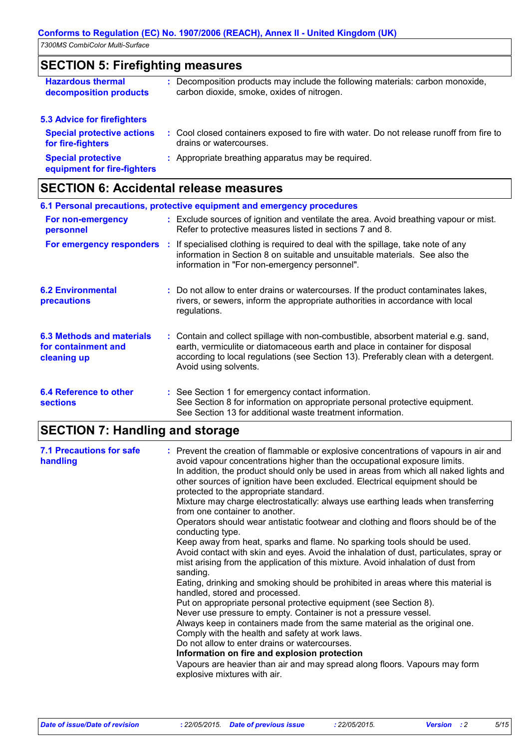## SECTION 5: Firefighting measures

| | |
|---|---|
| **Hazardous thermal decomposition products** | : Decomposition products may include the following materials: carbon monoxide, carbon dioxide, smoke, oxides of nitrogen. |

### 5.3 Advice for firefighters

| | |
|---|---|
| **Special protective actions for fire-fighters** | : Cool closed containers exposed to fire with water. Do not release runoff from fire to drains or watercourses. |
| **Special protective equipment for fire-fighters** | : Appropriate breathing apparatus may be required. |

## SECTION 6: Accidental release measures

### 6.1 Personal precautions, protective equipment and emergency procedures

| | |
|---|---|
| **For non-emergency personnel** | : Exclude sources of ignition and ventilate the area. Avoid breathing vapour or mist. Refer to protective measures listed in sections 7 and 8. |
| **For emergency responders** | : If specialised clothing is required to deal with the spillage, take note of any information in Section 8 on suitable and unsuitable materials. See also the information in "For non-emergency personnel". |

| | |
|---|---|
| **6.2 Environmental precautions** | : Do not allow to enter drains or watercourses. If the product contaminates lakes, rivers, or sewers, inform the appropriate authorities in accordance with local regulations. |
| **6.3 Methods and materials for containment and cleaning up** | : Contain and collect spillage with non-combustible, absorbent material e.g. sand, earth, vermiculite or diatomaceous earth and place in container for disposal according to local regulations (see Section 13). Preferably clean with a detergent. Avoid using solvents. |
| **6.4 Reference to other sections** | : See Section 1 for emergency contact information.<br>See Section 8 for information on appropriate personal protective equipment.<br>See Section 13 for additional waste treatment information. |

## SECTION 7: Handling and storage

**7.1 Precautions for safe handling** :

Prevent the creation of flammable or explosive concentrations of vapours in air and avoid vapour concentrations higher than the occupational exposure limits.
In addition, the product should only be used in areas from which all naked lights and other sources of ignition have been excluded. Electrical equipment should be protected to the appropriate standard.
Mixture may charge electrostatically: always use earthing leads when transferring from one container to another.
Operators should wear antistatic footwear and clothing and floors should be of the conducting type.
Keep away from heat, sparks and flame. No sparking tools should be used.
Avoid contact with skin and eyes. Avoid the inhalation of dust, particulates, spray or mist arising from the application of this mixture. Avoid inhalation of dust from sanding.
Eating, drinking and smoking should be prohibited in areas where this material is handled, stored and processed.
Put on appropriate personal protective equipment (see Section 8).
Never use pressure to empty. Container is not a pressure vessel.
Always keep in containers made from the same material as the original one.
Comply with the health and safety at work laws.
Do not allow to enter drains or watercourses.

**Information on fire and explosion protection**

Vapours are heavier than air and may spread along floors. Vapours may form explosive mixtures with air.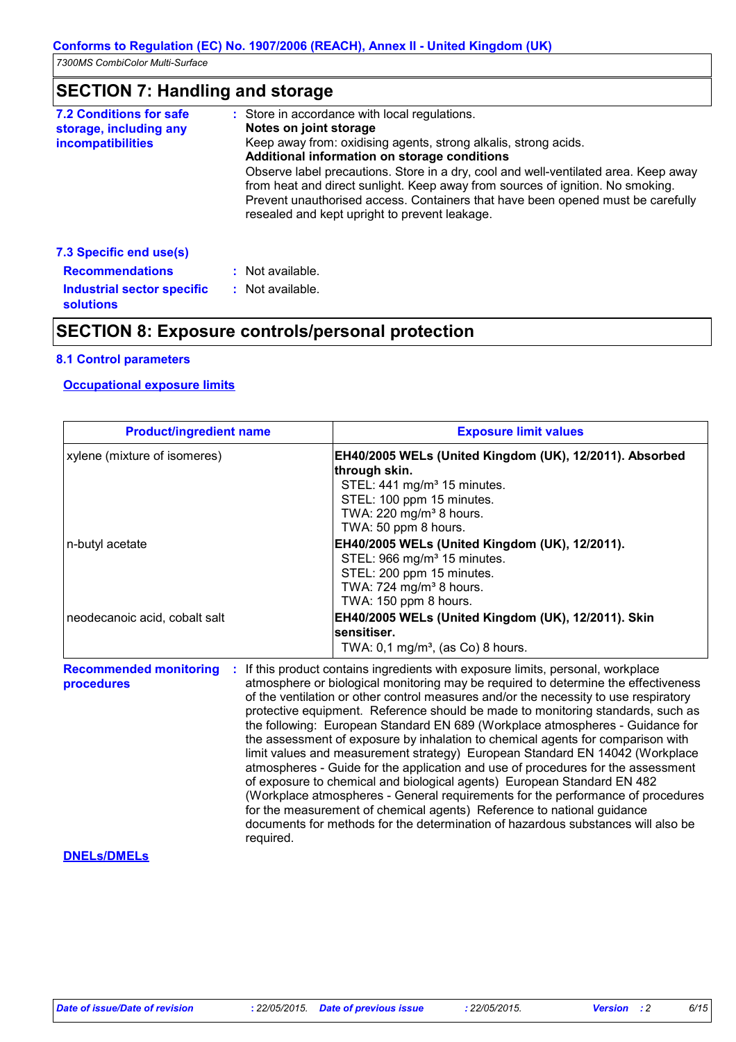## SECTION 7: Handling and storage

**7.2 Conditions for safe storage, including any incompatibilities** : Store in accordance with local regulations.

**Notes on joint storage**

Keep away from: oxidising agents, strong alkalis, strong acids.

**Additional information on storage conditions**

Observe label precautions. Store in a dry, cool and well-ventilated area. Keep away from heat and direct sunlight. Keep away from sources of ignition. No smoking. Prevent unauthorised access. Containers that have been opened must be carefully resealed and kept upright to prevent leakage.

**7.3 Specific end use(s)**

**Recommendations** : Not available.

**Industrial sector specific solutions** : Not available.

## SECTION 8: Exposure controls/personal protection

**8.1 Control parameters**

**Occupational exposure limits**

| Product/ingredient name | Exposure limit values |
|---|---|
| xylene (mixture of isomeres) | **EH40/2005 WELs (United Kingdom (UK), 12/2011). Absorbed through skin.**<br>STEL: 441 mg/m³ 15 minutes.<br>STEL: 100 ppm 15 minutes.<br>TWA: 220 mg/m³ 8 hours.<br>TWA: 50 ppm 8 hours. |
| n-butyl acetate | **EH40/2005 WELs (United Kingdom (UK), 12/2011).**<br>STEL: 966 mg/m³ 15 minutes.<br>STEL: 200 ppm 15 minutes.<br>TWA: 724 mg/m³ 8 hours.<br>TWA: 150 ppm 8 hours. |
| neodecanoic acid, cobalt salt | **EH40/2005 WELs (United Kingdom (UK), 12/2011). Skin sensitiser.**<br>TWA: 0,1 mg/m³, (as Co) 8 hours. |

**Recommended monitoring procedures** : If this product contains ingredients with exposure limits, personal, workplace atmosphere or biological monitoring may be required to determine the effectiveness of the ventilation or other control measures and/or the necessity to use respiratory protective equipment. Reference should be made to monitoring standards, such as the following: European Standard EN 689 (Workplace atmospheres - Guidance for the assessment of exposure by inhalation to chemical agents for comparison with limit values and measurement strategy) European Standard EN 14042 (Workplace atmospheres - Guide for the application and use of procedures for the assessment of exposure to chemical and biological agents) European Standard EN 482 (Workplace atmospheres - General requirements for the performance of procedures for the measurement of chemical agents) Reference to national guidance documents for methods for the determination of hazardous substances will also be required.

**DNELs/DMELs**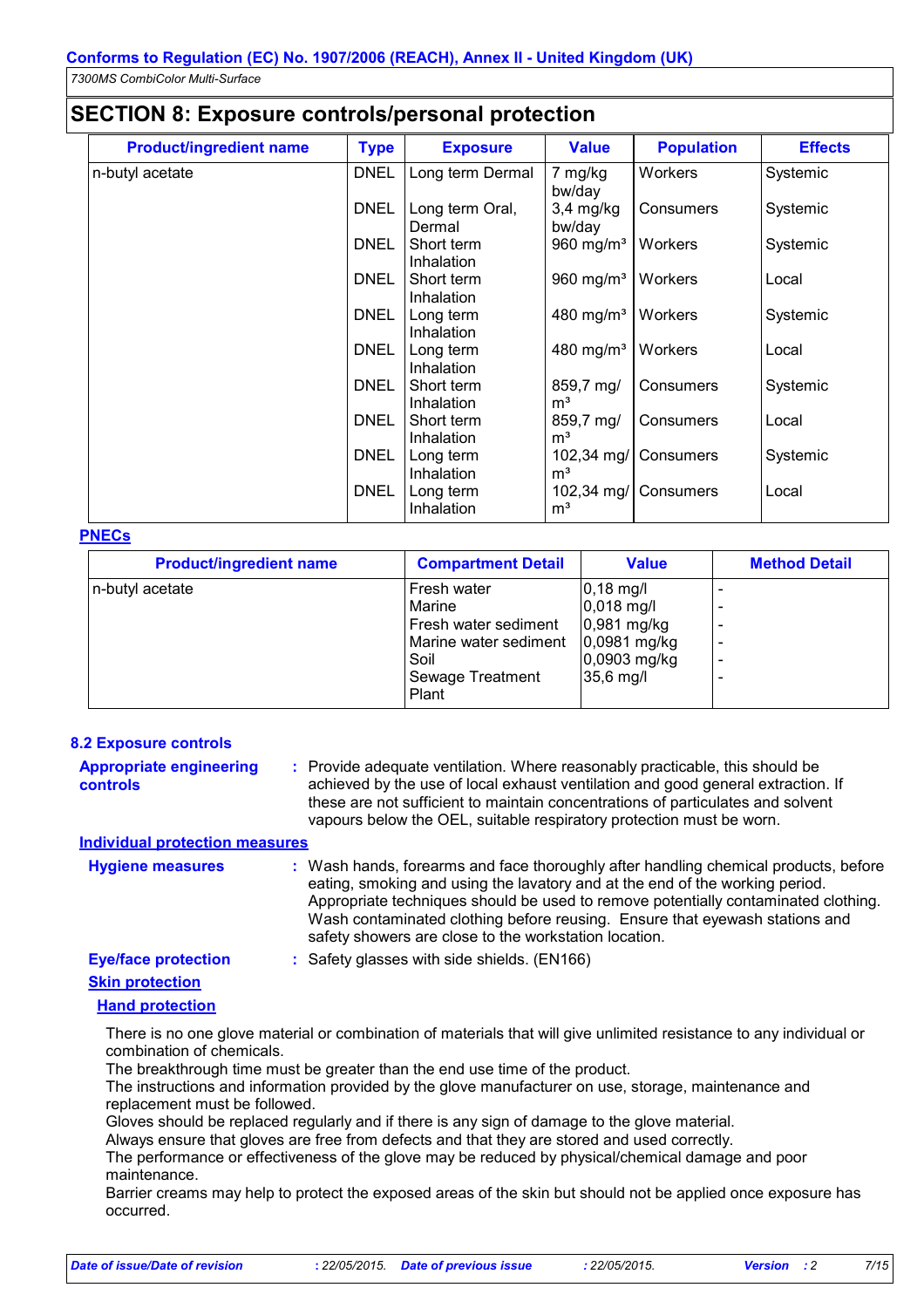## SECTION 8: Exposure controls/personal protection

| Product/ingredient name | Type | Exposure | Value | Population | Effects |
|---|---|---|---|---|---|
| n-butyl acetate | DNEL | Long term Dermal | 7 mg/kg bw/day | Workers | Systemic |
| | DNEL | Long term Oral, Dermal | 3,4 mg/kg bw/day | Consumers | Systemic |
| | DNEL | Short term Inhalation | 960 mg/m³ | Workers | Systemic |
| | DNEL | Short term Inhalation | 960 mg/m³ | Workers | Local |
| | DNEL | Long term Inhalation | 480 mg/m³ | Workers | Systemic |
| | DNEL | Long term Inhalation | 480 mg/m³ | Workers | Local |
| | DNEL | Short term Inhalation | 859,7 mg/m³ | Consumers | Systemic |
| | DNEL | Short term Inhalation | 859,7 mg/m³ | Consumers | Local |
| | DNEL | Long term Inhalation | 102,34 mg/m³ | Consumers | Systemic |
| | DNEL | Long term Inhalation | 102,34 mg/m³ | Consumers | Local |

**PNECs**

| Product/ingredient name | Compartment Detail | Value | Method Detail |
|---|---|---|---|
| n-butyl acetate | Fresh water | 0,18 mg/l | - |
| | Marine | 0,018 mg/l | - |
| | Fresh water sediment | 0,981 mg/kg | - |
| | Marine water sediment | 0,0981 mg/kg | - |
| | Soil | 0,0903 mg/kg | - |
| | Sewage Treatment Plant | 35,6 mg/l | - |

### 8.2 Exposure controls

**Appropriate engineering controls** : Provide adequate ventilation. Where reasonably practicable, this should be achieved by the use of local exhaust ventilation and good general extraction. If these are not sufficient to maintain concentrations of particulates and solvent vapours below the OEL, suitable respiratory protection must be worn.

**Individual protection measures**

**Hygiene measures** : Wash hands, forearms and face thoroughly after handling chemical products, before eating, smoking and using the lavatory and at the end of the working period. Appropriate techniques should be used to remove potentially contaminated clothing. Wash contaminated clothing before reusing. Ensure that eyewash stations and safety showers are close to the workstation location.

**Eye/face protection** : Safety glasses with side shields. (EN166)

**Skin protection**

**Hand protection**

There is no one glove material or combination of materials that will give unlimited resistance to any individual or combination of chemicals.
The breakthrough time must be greater than the end use time of the product.
The instructions and information provided by the glove manufacturer on use, storage, maintenance and replacement must be followed.
Gloves should be replaced regularly and if there is any sign of damage to the glove material.
Always ensure that gloves are free from defects and that they are stored and used correctly.
The performance or effectiveness of the glove may be reduced by physical/chemical damage and poor maintenance.
Barrier creams may help to protect the exposed areas of the skin but should not be applied once exposure has occurred.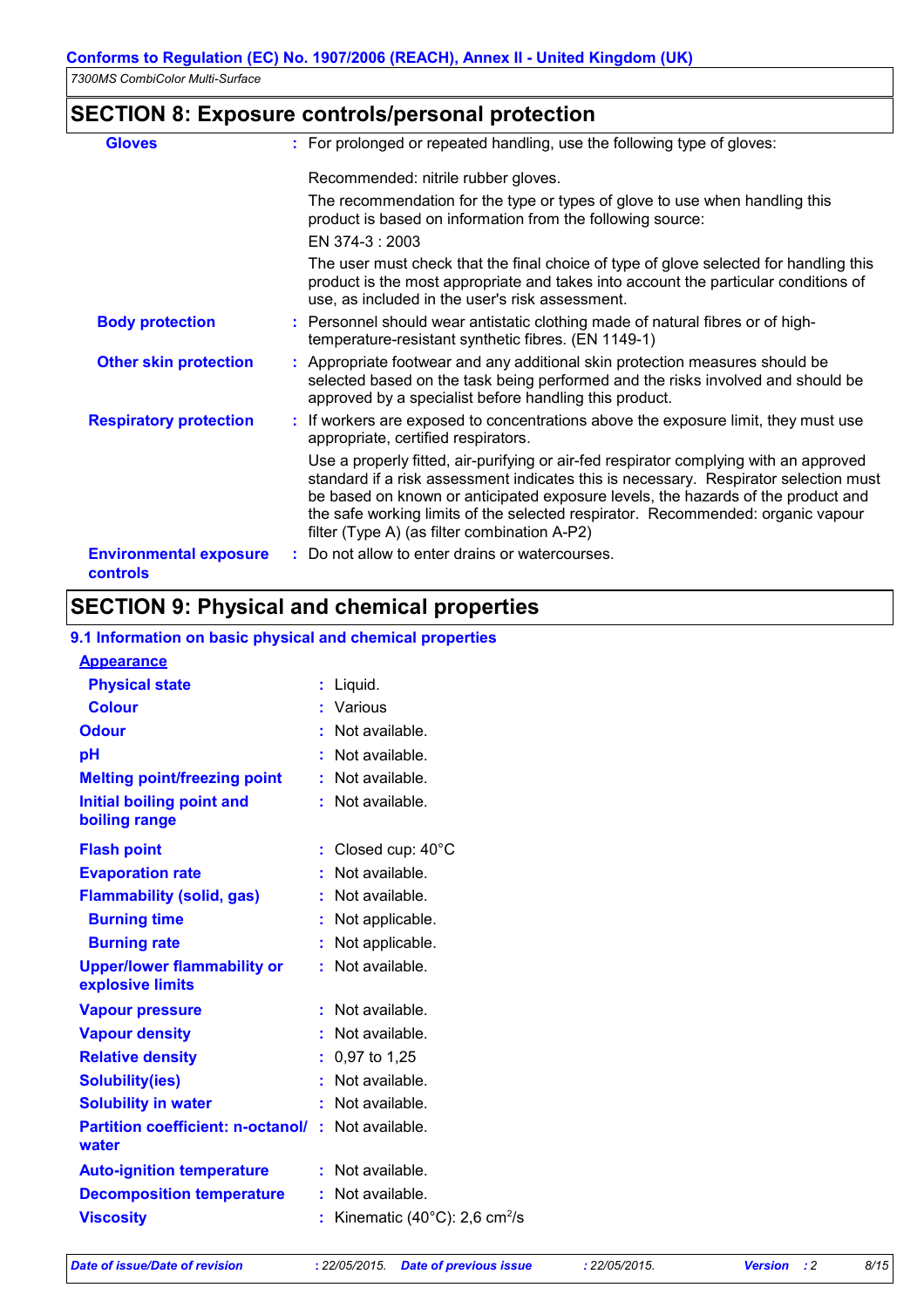## SECTION 8: Exposure controls/personal protection

**Gloves** : For prolonged or repeated handling, use the following type of gloves:

Recommended: nitrile rubber gloves.

The recommendation for the type or types of glove to use when handling this product is based on information from the following source:

EN 374-3 : 2003

The user must check that the final choice of type of glove selected for handling this product is the most appropriate and takes into account the particular conditions of use, as included in the user's risk assessment.

**Body protection** : Personnel should wear antistatic clothing made of natural fibres or of high-temperature-resistant synthetic fibres. (EN 1149-1)

**Other skin protection** : Appropriate footwear and any additional skin protection measures should be selected based on the task being performed and the risks involved and should be approved by a specialist before handling this product.

**Respiratory protection** : If workers are exposed to concentrations above the exposure limit, they must use appropriate, certified respirators.

Use a properly fitted, air-purifying or air-fed respirator complying with an approved standard if a risk assessment indicates this is necessary. Respirator selection must be based on known or anticipated exposure levels, the hazards of the product and the safe working limits of the selected respirator. Recommended: organic vapour filter (Type A) (as filter combination A-P2)

**Environmental exposure controls** : Do not allow to enter drains or watercourses.

## SECTION 9: Physical and chemical properties

### 9.1 Information on basic physical and chemical properties

**Appearance**

| Property | Value |
|---|---|
| **Physical state** | Liquid. |
| **Colour** | Various |
| **Odour** | Not available. |
| **pH** | Not available. |
| **Melting point/freezing point** | Not available. |
| **Initial boiling point and boiling range** | Not available. |
| **Flash point** | Closed cup: 40°C |
| **Evaporation rate** | Not available. |
| **Flammability (solid, gas)** | Not available. |
| **Burning time** | Not applicable. |
| **Burning rate** | Not applicable. |
| **Upper/lower flammability or explosive limits** | Not available. |
| **Vapour pressure** | Not available. |
| **Vapour density** | Not available. |
| **Relative density** | 0,97 to 1,25 |
| **Solubility(ies)** | Not available. |
| **Solubility in water** | Not available. |
| **Partition coefficient: n-octanol/ water** | Not available. |
| **Auto-ignition temperature** | Not available. |
| **Decomposition temperature** | Not available. |
| **Viscosity** | Kinematic (40°C): 2,6 $cm^2/s$ |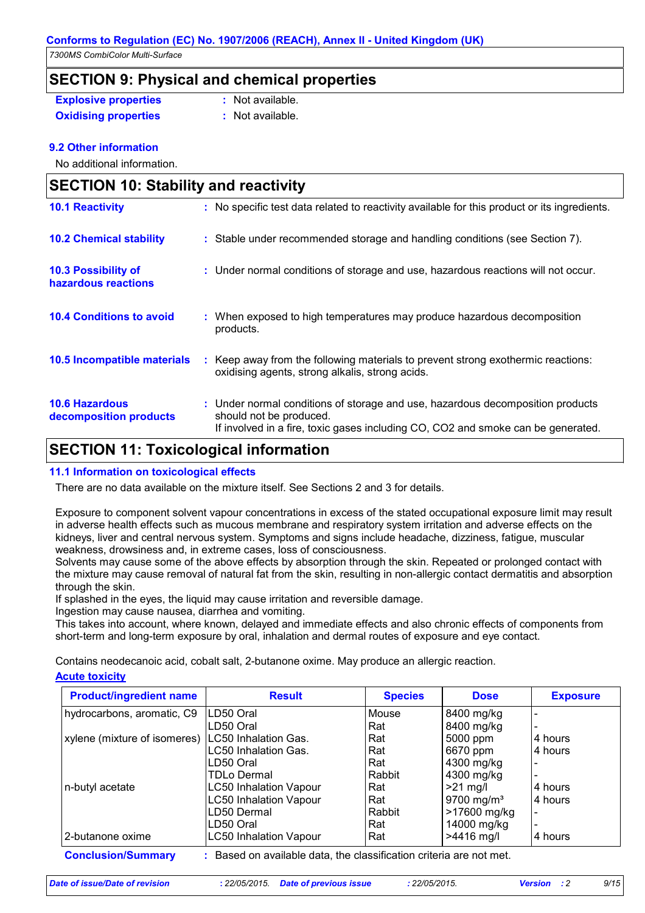## SECTION 9: Physical and chemical properties

**Explosive properties** : Not available.

**Oxidising properties** : Not available.

### 9.2 Other information

No additional information.

## SECTION 10: Stability and reactivity

**10.1 Reactivity** : No specific test data related to reactivity available for this product or its ingredients.

**10.2 Chemical stability** : Stable under recommended storage and handling conditions (see Section 7).

**10.3 Possibility of hazardous reactions** : Under normal conditions of storage and use, hazardous reactions will not occur.

**10.4 Conditions to avoid** : When exposed to high temperatures may produce hazardous decomposition products.

**10.5 Incompatible materials** : Keep away from the following materials to prevent strong exothermic reactions: oxidising agents, strong alkalis, strong acids.

**10.6 Hazardous decomposition products** : Under normal conditions of storage and use, hazardous decomposition products should not be produced.
If involved in a fire, toxic gases including CO, $CO_2$ and smoke can be generated.

## SECTION 11: Toxicological information

### 11.1 Information on toxicological effects

There are no data available on the mixture itself. See Sections 2 and 3 for details.

Exposure to component solvent vapour concentrations in excess of the stated occupational exposure limit may result in adverse health effects such as mucous membrane and respiratory system irritation and adverse effects on the kidneys, liver and central nervous system. Symptoms and signs include headache, dizziness, fatigue, muscular weakness, drowsiness and, in extreme cases, loss of consciousness.
Solvents may cause some of the above effects by absorption through the skin. Repeated or prolonged contact with the mixture may cause removal of natural fat from the skin, resulting in non-allergic contact dermatitis and absorption through the skin.
If splashed in the eyes, the liquid may cause irritation and reversible damage.
Ingestion may cause nausea, diarrhea and vomiting.
This takes into account, where known, delayed and immediate effects and also chronic effects of components from short-term and long-term exposure by oral, inhalation and dermal routes of exposure and eye contact.

Contains neodecanoic acid, cobalt salt, 2-butanone oxime. May produce an allergic reaction.

**Acute toxicity**

| Product/ingredient name | Result | Species | Dose | Exposure |
|---|---|---|---|---|
| hydrocarbons, aromatic, C9 | LD50 Oral | Mouse | 8400 mg/kg | - |
| | LD50 Oral | Rat | 8400 mg/kg | - |
| xylene (mixture of isomeres) | LC50 Inhalation Gas. | Rat | 5000 ppm | 4 hours |
| | LC50 Inhalation Gas. | Rat | 6670 ppm | 4 hours |
| | LD50 Oral | Rat | 4300 mg/kg | - |
| | TDLo Dermal | Rabbit | 4300 mg/kg | - |
| n-butyl acetate | LC50 Inhalation Vapour | Rat | >21 mg/l | 4 hours |
| | LC50 Inhalation Vapour | Rat | 9700 mg/m³ | 4 hours |
| | LD50 Dermal | Rabbit | >17600 mg/kg | - |
| | LD50 Oral | Rat | 14000 mg/kg | - |
| 2-butanone oxime | LC50 Inhalation Vapour | Rat | >4416 mg/l | 4 hours |

**Conclusion/Summary** : Based on available data, the classification criteria are not met.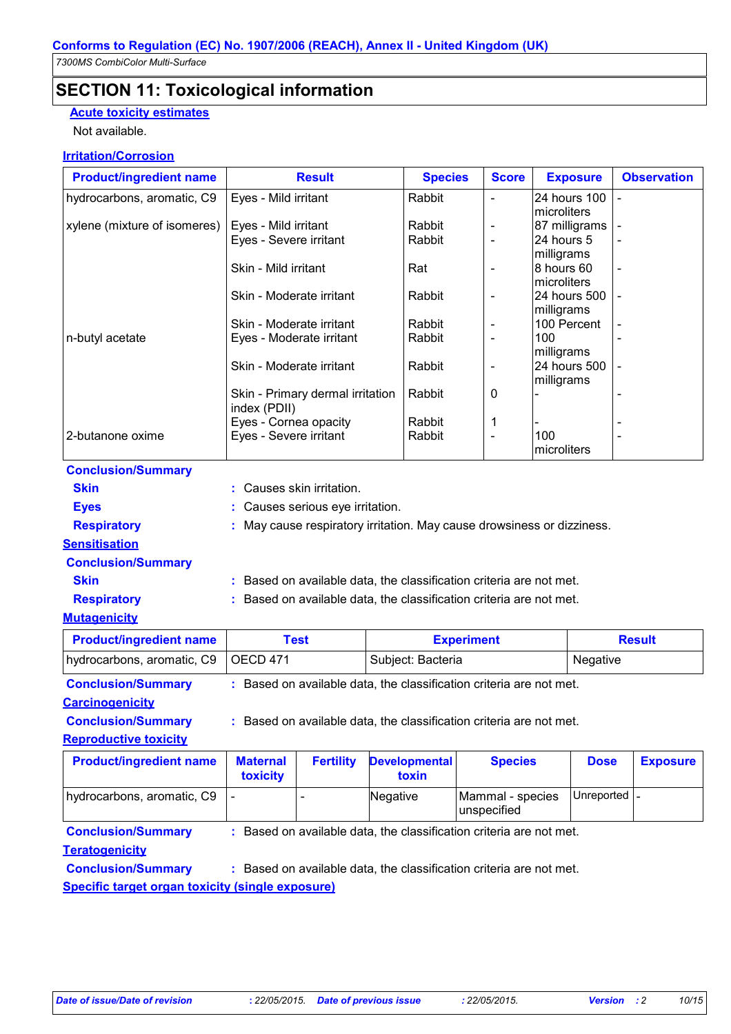## SECTION 11: Toxicological information

**Acute toxicity estimates**

Not available.

**Irritation/Corrosion**

| Product/ingredient name | Result | Species | Score | Exposure | Observation |
|---|---|---|---|---|---|
| hydrocarbons, aromatic, C9 | Eyes - Mild irritant | Rabbit | - | 24 hours 100 microliters | - |
| xylene (mixture of isomeres) | Eyes - Mild irritant | Rabbit | - | 87 milligrams | - |
| | Eyes - Severe irritant | Rabbit | - | 24 hours 5 milligrams | - |
| | Skin - Mild irritant | Rat | - | 8 hours 60 microliters | - |
| | Skin - Moderate irritant | Rabbit | - | 24 hours 500 milligrams | - |
| | Skin - Moderate irritant | Rabbit | - | 100 Percent | - |
| n-butyl acetate | Eyes - Moderate irritant | Rabbit | - | 100 milligrams | - |
| | Skin - Moderate irritant | Rabbit | - | 24 hours 500 milligrams | - |
| | Skin - Primary dermal irritation index (PDII) | Rabbit | 0 | - | - |
| | Eyes - Cornea opacity | Rabbit | 1 | - | - |
| 2-butanone oxime | Eyes - Severe irritant | Rabbit | - | 100 microliters | - |

**Conclusion/Summary**

**Skin** : Causes skin irritation.

**Eyes** : Causes serious eye irritation.

**Respiratory** : May cause respiratory irritation. May cause drowsiness or dizziness.

**Sensitisation**

**Conclusion/Summary**

**Skin** : Based on available data, the classification criteria are not met.

**Respiratory** : Based on available data, the classification criteria are not met.

**Mutagenicity**

| Product/ingredient name | Test | Experiment | Result |
|---|---|---|---|
| hydrocarbons, aromatic, C9 | OECD 471 | Subject: Bacteria | Negative |

**Conclusion/Summary** : Based on available data, the classification criteria are not met.

**Carcinogenicity**

**Conclusion/Summary** : Based on available data, the classification criteria are not met.

**Reproductive toxicity**

| Product/ingredient name | Maternal toxicity | Fertility | Developmental toxin | Species | Dose | Exposure |
|---|---|---|---|---|---|---|
| hydrocarbons, aromatic, C9 | - | - | Negative | Mammal - species unspecified | Unreported | - |

**Conclusion/Summary** : Based on available data, the classification criteria are not met.

**Teratogenicity**

**Conclusion/Summary** : Based on available data, the classification criteria are not met.

**Specific target organ toxicity (single exposure)**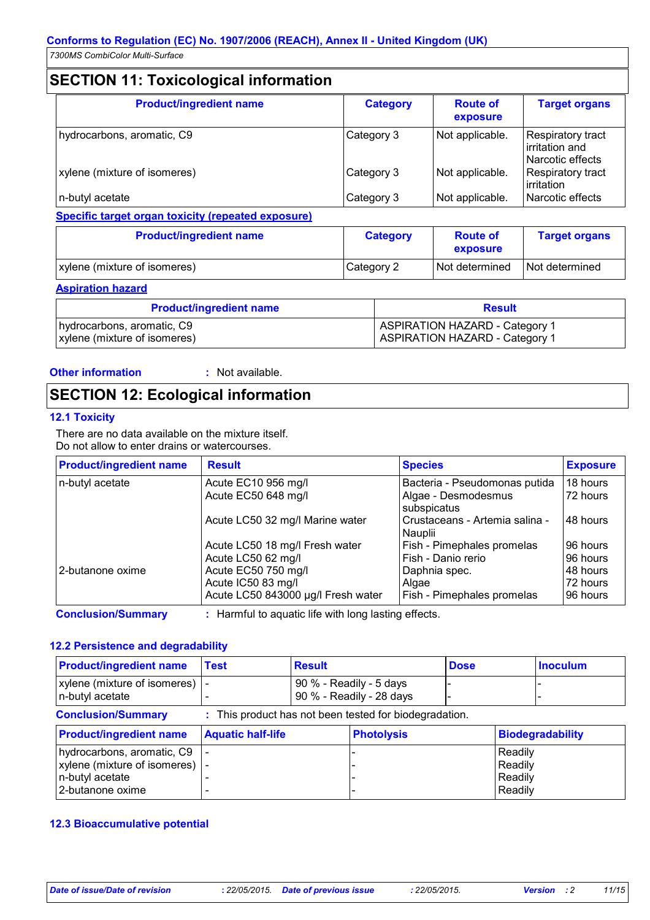## SECTION 11: Toxicological information

| Product/ingredient name | Category | Route of exposure | Target organs |
|---|---|---|---|
| hydrocarbons, aromatic, C9 | Category 3 | Not applicable. | Respiratory tract irritation and Narcotic effects |
| xylene (mixture of isomeres) | Category 3 | Not applicable. | Respiratory tract irritation |
| n-butyl acetate | Category 3 | Not applicable. | Narcotic effects |

**Specific target organ toxicity (repeated exposure)**

| Product/ingredient name | Category | Route of exposure | Target organs |
|---|---|---|---|
| xylene (mixture of isomeres) | Category 2 | Not determined | Not determined |

**Aspiration hazard**

| Product/ingredient name | Result |
|---|---|
| hydrocarbons, aromatic, C9 | ASPIRATION HAZARD - Category 1 |
| xylene (mixture of isomeres) | ASPIRATION HAZARD - Category 1 |

**Other information** : Not available.

## SECTION 12: Ecological information

### 12.1 Toxicity

There are no data available on the mixture itself.
Do not allow to enter drains or watercourses.

| Product/ingredient name | Result | Species | Exposure |
|---|---|---|---|
| n-butyl acetate | Acute EC10 956 mg/l | Bacteria - Pseudomonas putida | 18 hours |
| | Acute EC50 648 mg/l | Algae - Desmodesmus subspicatus | 72 hours |
| | Acute LC50 32 mg/l Marine water | Crustaceans - Artemia salina - Nauplii | 48 hours |
| | Acute LC50 18 mg/l Fresh water | Fish - Pimephales promelas | 96 hours |
| | Acute LC50 62 mg/l | Fish - Danio rerio | 96 hours |
| 2-butanone oxime | Acute EC50 750 mg/l | Daphnia spec. | 48 hours |
| | Acute IC50 83 mg/l | Algae | 72 hours |
| | Acute LC50 843000 µg/l Fresh water | Fish - Pimephales promelas | 96 hours |

**Conclusion/Summary** : Harmful to aquatic life with long lasting effects.

### 12.2 Persistence and degradability

| Product/ingredient name | Test | Result | Dose | Inoculum |
|---|---|---|---|---|
| xylene (mixture of isomeres) | - | 90 % - Readily - 5 days | - | - |
| n-butyl acetate | - | 90 % - Readily - 28 days | - | - |

**Conclusion/Summary** : This product has not been tested for biodegradation.

| Product/ingredient name | Aquatic half-life | Photolysis | Biodegradability |
|---|---|---|---|
| hydrocarbons, aromatic, C9 | - | - | Readily |
| xylene (mixture of isomeres) | - | - | Readily |
| n-butyl acetate | - | - | Readily |
| 2-butanone oxime | - | - | Readily |

### 12.3 Bioaccumulative potential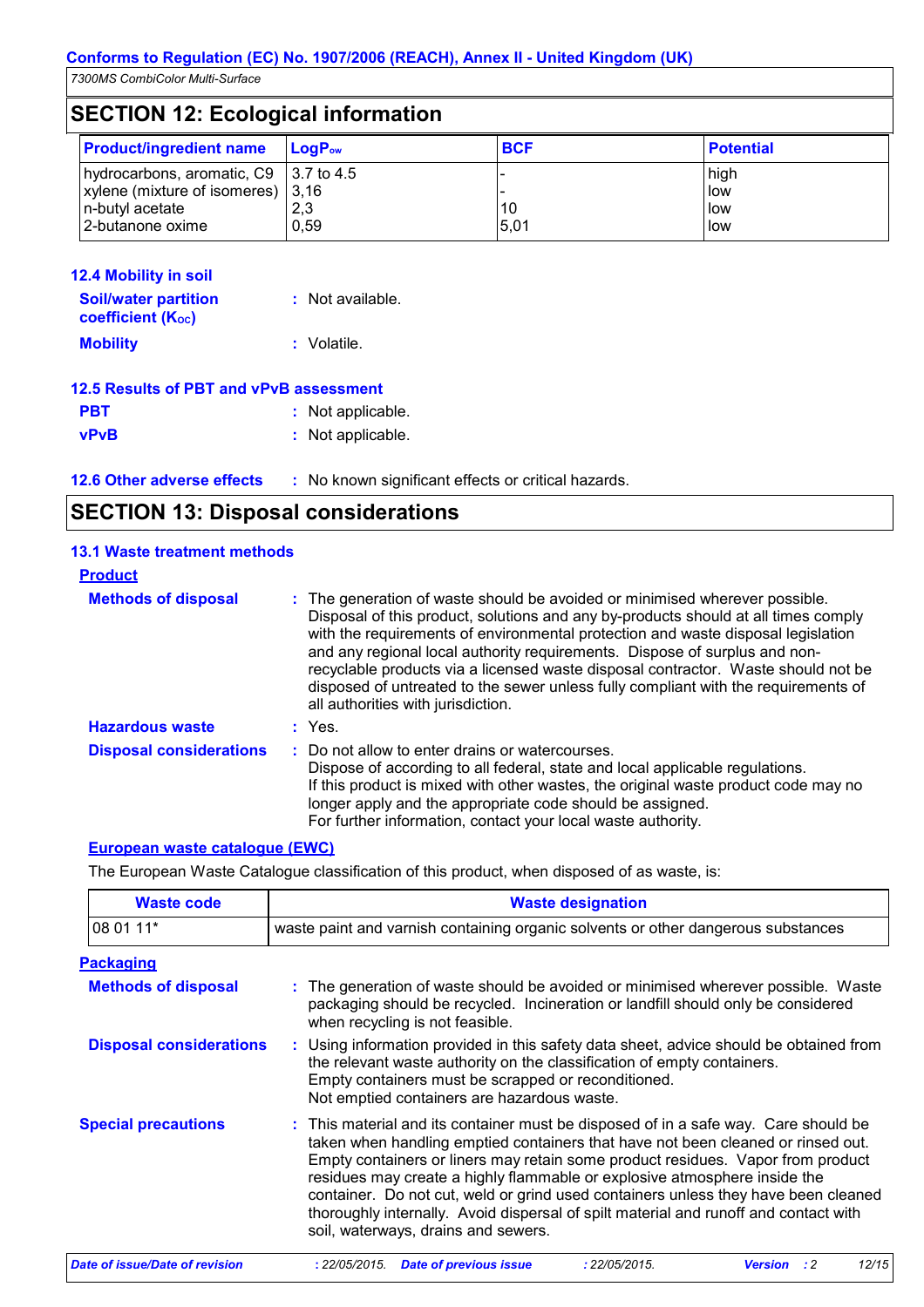## SECTION 12: Ecological information

| Product/ingredient name | $LogP_{ow}$ | BCF | Potential |
|---|---|---|---|
| hydrocarbons, aromatic, C9 | 3.7 to 4.5 | - | high |
| xylene (mixture of isomeres) | 3,16 | - | low |
| n-butyl acetate | 2,3 | 10 | low |
| 2-butanone oxime | 0,59 | 5,01 | low |

### 12.4 Mobility in soil

**Soil/water partition coefficient ($K_{OC}$)** : Not available.

**Mobility** : Volatile.

### 12.5 Results of PBT and vPvB assessment

**PBT** : Not applicable.

**vPvB** : Not applicable.

### 12.6 Other adverse effects

: No known significant effects or critical hazards.

## SECTION 13: Disposal considerations

### 13.1 Waste treatment methods

**Product**

**Methods of disposal** : The generation of waste should be avoided or minimised wherever possible. Disposal of this product, solutions and any by-products should at all times comply with the requirements of environmental protection and waste disposal legislation and any regional local authority requirements. Dispose of surplus and non-recyclable products via a licensed waste disposal contractor. Waste should not be disposed of untreated to the sewer unless fully compliant with the requirements of all authorities with jurisdiction.

**Hazardous waste** : Yes.

**Disposal considerations** : Do not allow to enter drains or watercourses.
Dispose of according to all federal, state and local applicable regulations.
If this product is mixed with other wastes, the original waste product code may no longer apply and the appropriate code should be assigned.
For further information, contact your local waste authority.

**European waste catalogue (EWC)**

The European Waste Catalogue classification of this product, when disposed of as waste, is:

| Waste code | Waste designation |
|---|---|
| 08 01 11* | waste paint and varnish containing organic solvents or other dangerous substances |

**Packaging**

**Methods of disposal** : The generation of waste should be avoided or minimised wherever possible. Waste packaging should be recycled. Incineration or landfill should only be considered when recycling is not feasible.

**Disposal considerations** : Using information provided in this safety data sheet, advice should be obtained from the relevant waste authority on the classification of empty containers.
Empty containers must be scrapped or reconditioned.
Not emptied containers are hazardous waste.

**Special precautions** : This material and its container must be disposed of in a safe way. Care should be taken when handling emptied containers that have not been cleaned or rinsed out. Empty containers or liners may retain some product residues. Vapor from product residues may create a highly flammable or explosive atmosphere inside the container. Do not cut, weld or grind used containers unless they have been cleaned thoroughly internally. Avoid dispersal of spilt material and runoff and contact with soil, waterways, drains and sewers.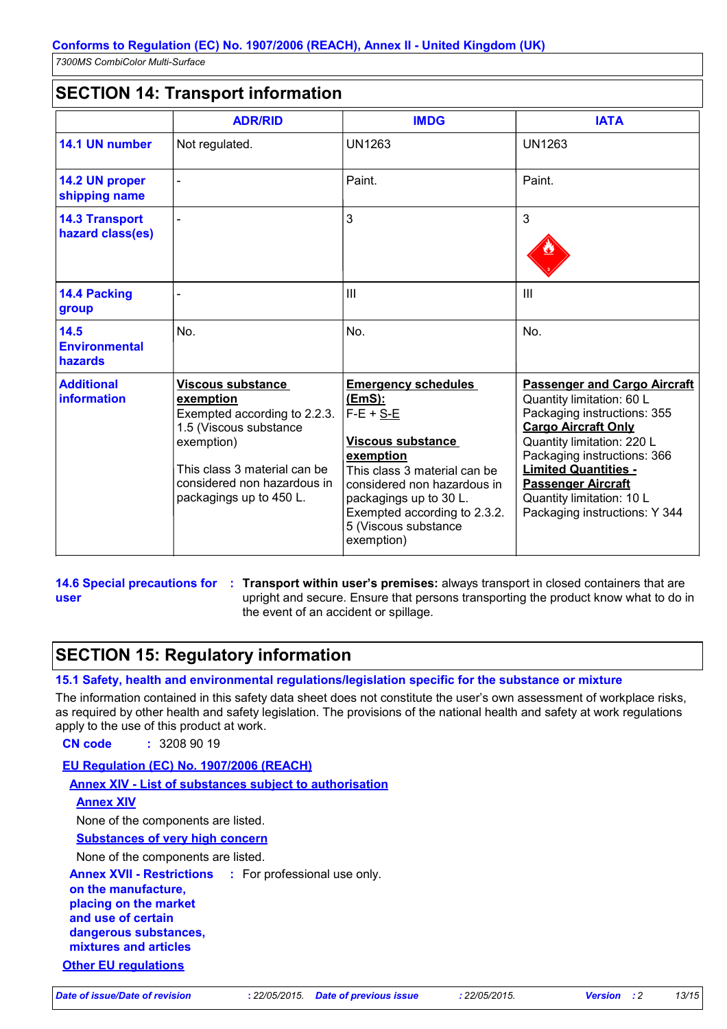## SECTION 14: Transport information

| | ADR/RID | IMDG | IATA |
|---|---|---|---|
| **14.1 UN number** | Not regulated. | UN1263 | UN1263 |
| **14.2 UN proper shipping name** | - | Paint. | Paint. |
| **14.3 Transport hazard class(es)** | - | 3 | 3 |
| **14.4 Packing group** | - | III | III |
| **14.5 Environmental hazards** | No. | No. | No. |
| **Additional information** | **Viscous substance exemption**<br>Exempted according to 2.2.3.1.5 (Viscous substance exemption)<br><br>This class 3 material can be considered non hazardous in packagings up to 450 L. | **Emergency schedules (EmS):**<br>F-E + S-E<br><br>**Viscous substance exemption**<br>This class 3 material can be considered non hazardous in packagings up to 30 L.<br>Exempted according to 2.3.2.5 (Viscous substance exemption) | **Passenger and Cargo Aircraft**<br>Quantity limitation: 60 L<br>Packaging instructions: 355<br>**Cargo Aircraft Only**<br>Quantity limitation: 220 L<br>Packaging instructions: 366<br>**Limited Quantities - Passenger Aircraft**<br>Quantity limitation: 10 L<br>Packaging instructions: Y 344 |

**14.6 Special precautions for user** : **Transport within user's premises:** always transport in closed containers that are upright and secure. Ensure that persons transporting the product know what to do in the event of an accident or spillage.

## SECTION 15: Regulatory information

### 15.1 Safety, health and environmental regulations/legislation specific for the substance or mixture

The information contained in this safety data sheet does not constitute the user's own assessment of workplace risks, as required by other health and safety legislation. The provisions of the national health and safety at work regulations apply to the use of this product at work.

**CN code** : 3208 90 19

**EU Regulation (EC) No. 1907/2006 (REACH)**

**Annex XIV - List of substances subject to authorisation**

**Annex XIV**

None of the components are listed.

**Substances of very high concern**

None of the components are listed.

**Annex XVII - Restrictions on the manufacture, placing on the market and use of certain dangerous substances, mixtures and articles** : For professional use only.

**Other EU regulations**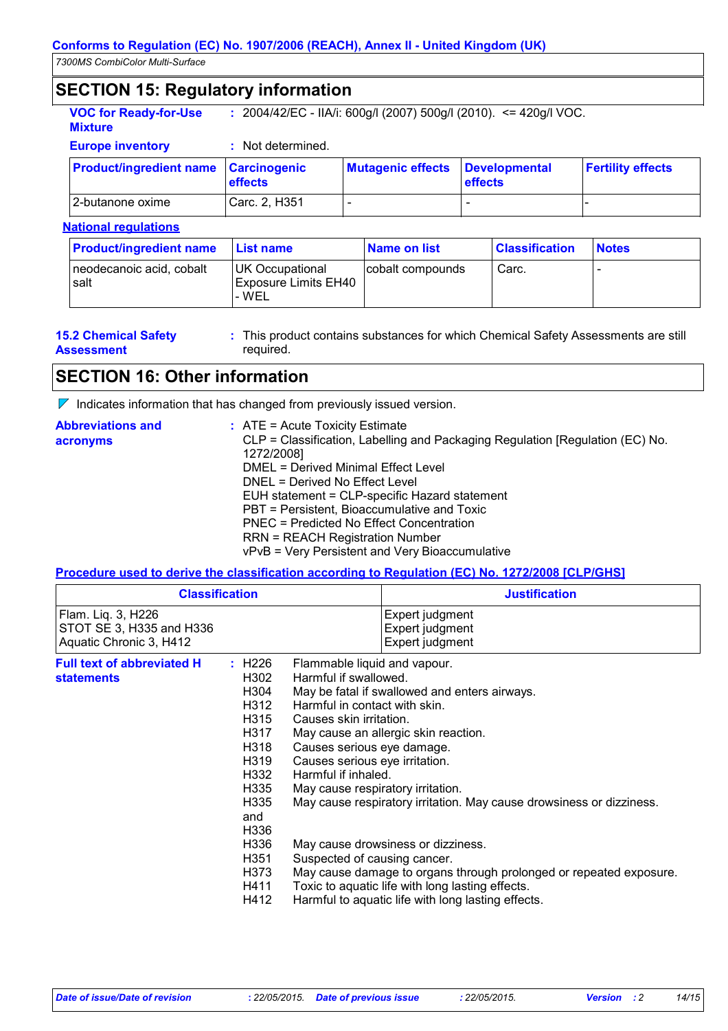## SECTION 15: Regulatory information

**VOC for Ready-for-Use Mixture** : 2004/42/EC - IIA/i: 600g/l (2007) 500g/l (2010). <= 420g/l VOC.

**Europe inventory** : Not determined.

| Product/ingredient name | Carcinogenic effects | Mutagenic effects | Developmental effects | Fertility effects |
|---|---|---|---|---|
| 2-butanone oxime | Carc. 2, H351 | - | - | - |

**National regulations**

| Product/ingredient name | List name | Name on list | Classification | Notes |
|---|---|---|---|---|
| neodecanoic acid, cobalt salt | UK Occupational Exposure Limits EH40 - WEL | cobalt compounds | Carc. | - |

**15.2 Chemical Safety Assessment** : This product contains substances for which Chemical Safety Assessments are still required.

## SECTION 16: Other information

Indicates information that has changed from previously issued version.

**Abbreviations and acronyms** :
ATE = Acute Toxicity Estimate
CLP = Classification, Labelling and Packaging Regulation [Regulation (EC) No. 1272/2008]
DMEL = Derived Minimal Effect Level
DNEL = Derived No Effect Level
EUH statement = CLP-specific Hazard statement
PBT = Persistent, Bioaccumulative and Toxic
PNEC = Predicted No Effect Concentration
RRN = REACH Registration Number
vPvB = Very Persistent and Very Bioaccumulative

**Procedure used to derive the classification according to Regulation (EC) No. 1272/2008 [CLP/GHS]**

| Classification | Justification |
|---|---|
| Flam. Liq. 3, H226 | Expert judgment |
| STOT SE 3, H335 and H336 | Expert judgment |
| Aquatic Chronic 3, H412 | Expert judgment |

**Full text of abbreviated H statements** :

| | |
|---|---|
| H226 | Flammable liquid and vapour. |
| H302 | Harmful if swallowed. |
| H304 | May be fatal if swallowed and enters airways. |
| H312 | Harmful in contact with skin. |
| H315 | Causes skin irritation. |
| H317 | May cause an allergic skin reaction. |
| H318 | Causes serious eye damage. |
| H319 | Causes serious eye irritation. |
| H332 | Harmful if inhaled. |
| H335 | May cause respiratory irritation. |
| H335 and H336 | May cause respiratory irritation. May cause drowsiness or dizziness. |
| H336 | May cause drowsiness or dizziness. |
| H351 | Suspected of causing cancer. |
| H373 | May cause damage to organs through prolonged or repeated exposure. |
| H411 | Toxic to aquatic life with long lasting effects. |
| H412 | Harmful to aquatic life with long lasting effects. |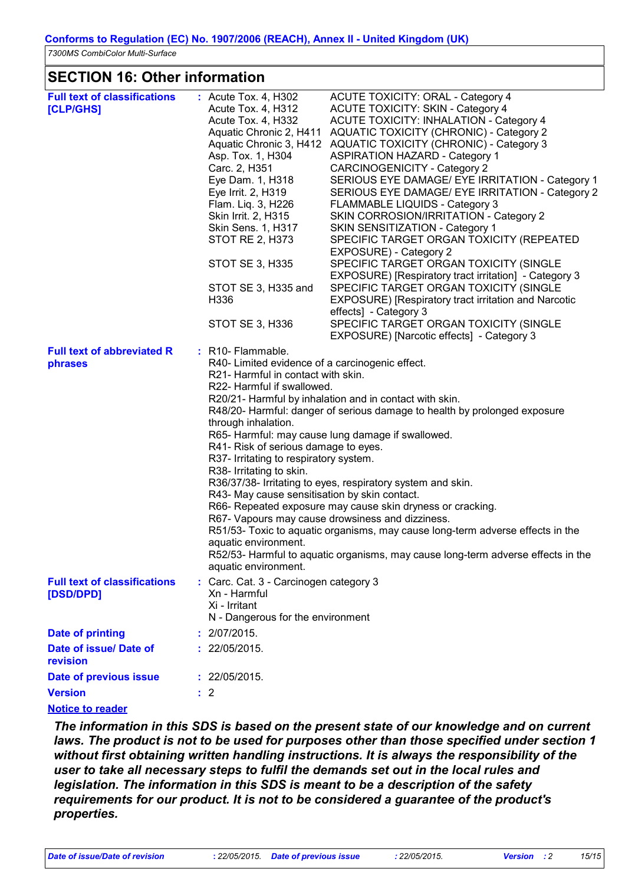Conforms to Regulation (EC) No. 1907/2006 (REACH), Annex II - United Kingdom (UK)

*7300MS CombiColor Multi-Surface*

## SECTION 16: Other information

**Full text of classifications [CLP/GHS]**

| | |
|---|---|
| Acute Tox. 4, H302 | ACUTE TOXICITY: ORAL - Category 4 |
| Acute Tox. 4, H312 | ACUTE TOXICITY: SKIN - Category 4 |
| Acute Tox. 4, H332 | ACUTE TOXICITY: INHALATION - Category 4 |
| Aquatic Chronic 2, H411 | AQUATIC TOXICITY (CHRONIC) - Category 2 |
| Aquatic Chronic 3, H412 | AQUATIC TOXICITY (CHRONIC) - Category 3 |
| Asp. Tox. 1, H304 | ASPIRATION HAZARD - Category 1 |
| Carc. 2, H351 | CARCINOGENICITY - Category 2 |
| Eye Dam. 1, H318 | SERIOUS EYE DAMAGE/ EYE IRRITATION - Category 1 |
| Eye Irrit. 2, H319 | SERIOUS EYE DAMAGE/ EYE IRRITATION - Category 2 |
| Flam. Liq. 3, H226 | FLAMMABLE LIQUIDS - Category 3 |
| Skin Irrit. 2, H315 | SKIN CORROSION/IRRITATION - Category 2 |
| Skin Sens. 1, H317 | SKIN SENSITIZATION - Category 1 |
| STOT RE 2, H373 | SPECIFIC TARGET ORGAN TOXICITY (REPEATED EXPOSURE) - Category 2 |
| STOT SE 3, H335 | SPECIFIC TARGET ORGAN TOXICITY (SINGLE EXPOSURE) [Respiratory tract irritation] - Category 3 |
| STOT SE 3, H335 and H336 | SPECIFIC TARGET ORGAN TOXICITY (SINGLE EXPOSURE) [Respiratory tract irritation and Narcotic effects] - Category 3 |
| STOT SE 3, H336 | SPECIFIC TARGET ORGAN TOXICITY (SINGLE EXPOSURE) [Narcotic effects] - Category 3 |

**Full text of abbreviated R phrases** :

R10- Flammable.
R40- Limited evidence of a carcinogenic effect.
R21- Harmful in contact with skin.
R22- Harmful if swallowed.
R20/21- Harmful by inhalation and in contact with skin.
R48/20- Harmful: danger of serious damage to health by prolonged exposure through inhalation.
R65- Harmful: may cause lung damage if swallowed.
R41- Risk of serious damage to eyes.
R37- Irritating to respiratory system.
R38- Irritating to skin.
R36/37/38- Irritating to eyes, respiratory system and skin.
R43- May cause sensitisation by skin contact.
R66- Repeated exposure may cause skin dryness or cracking.
R67- Vapours may cause drowsiness and dizziness.
R51/53- Toxic to aquatic organisms, may cause long-term adverse effects in the aquatic environment.
R52/53- Harmful to aquatic organisms, may cause long-term adverse effects in the aquatic environment.

**Full text of classifications [DSD/DPD]** :

Carc. Cat. 3 - Carcinogen category 3
Xn - Harmful
Xi - Irritant
N - Dangerous for the environment

**Date of printing** : 2/07/2015.

**Date of issue/ Date of revision** : 22/05/2015.

**Date of previous issue** : 22/05/2015.

**Version** : 2

**Notice to reader**

***The information in this SDS is based on the present state of our knowledge and on current laws. The product is not to be used for purposes other than those specified under section 1 without first obtaining written handling instructions. It is always the responsibility of the user to take all necessary steps to fulfil the demands set out in the local rules and legislation. The information in this SDS is meant to be a description of the safety requirements for our product. It is not to be considered a guarantee of the product's properties.***